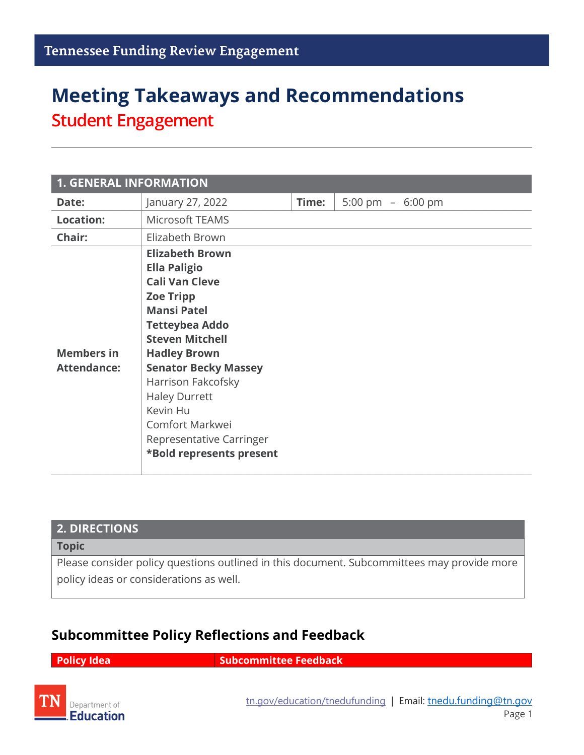Tennessee Funding Review Engagement

# Meeting Takeaways and Recommendations

## Student Engagement

| 1. GENERAL INFORMATION | | | |
|---|---|---|---|
| **Date:** | January 27, 2022 | **Time:** | 5:00 pm – 6:00 pm |
| **Location:** | Microsoft TEAMS | | |
| **Chair:** | Elizabeth Brown | | |
| **Members in Attendance:** | **Elizabeth Brown**<br>**Ella Paligio**<br>**Cali Van Cleve**<br>**Zoe Tripp**<br>**Mansi Patel**<br>**Tetteybea Addo**<br>**Steven Mitchell**<br>**Hadley Brown**<br>**Senator Becky Massey**<br>Harrison Fakcofsky<br>Haley Durrett<br>Kevin Hu<br>Comfort Markwei<br>Representative Carringer<br>***Bold represents present** | | |

| 2. DIRECTIONS |
|---|
| **Topic** |
| Please consider policy questions outlined in this document. Subcommittees may provide more policy ideas or considerations as well. |

## Subcommittee Policy Reflections and Feedback

| Policy Idea | Subcommittee Feedback |
|---|---|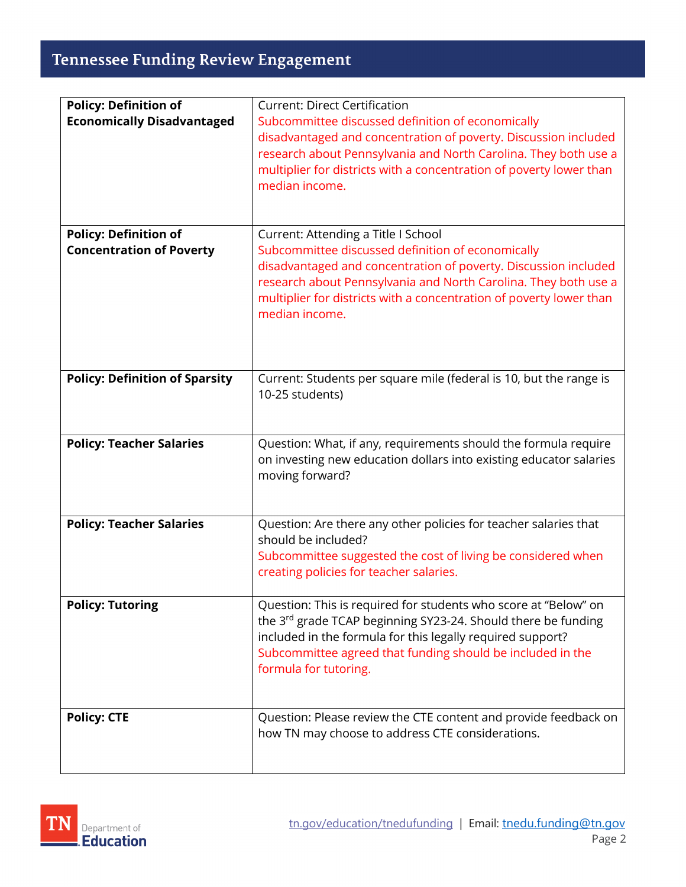| Policy | Details |
| --- | --- |
| **Policy: Definition of Economically Disadvantaged** | Current: Direct Certification<br>Subcommittee discussed definition of economically disadvantaged and concentration of poverty. Discussion included research about Pennsylvania and North Carolina. They both use a multiplier for districts with a concentration of poverty lower than median income. |
| **Policy: Definition of Concentration of Poverty** | Current: Attending a Title I School<br>Subcommittee discussed definition of economically disadvantaged and concentration of poverty. Discussion included research about Pennsylvania and North Carolina. They both use a multiplier for districts with a concentration of poverty lower than median income. |
| **Policy: Definition of Sparsity** | Current: Students per square mile (federal is 10, but the range is 10-25 students) |
| **Policy: Teacher Salaries** | Question: What, if any, requirements should the formula require on investing new education dollars into existing educator salaries moving forward? |
| **Policy: Teacher Salaries** | Question: Are there any other policies for teacher salaries that should be included?<br>Subcommittee suggested the cost of living be considered when creating policies for teacher salaries. |
| **Policy: Tutoring** | Question: This is required for students who score at "Below" on the 3rd grade TCAP beginning SY23-24. Should there be funding included in the formula for this legally required support?<br>Subcommittee agreed that funding should be included in the formula for tutoring. |
| **Policy: CTE** | Question: Please review the CTE content and provide feedback on how TN may choose to address CTE considerations. |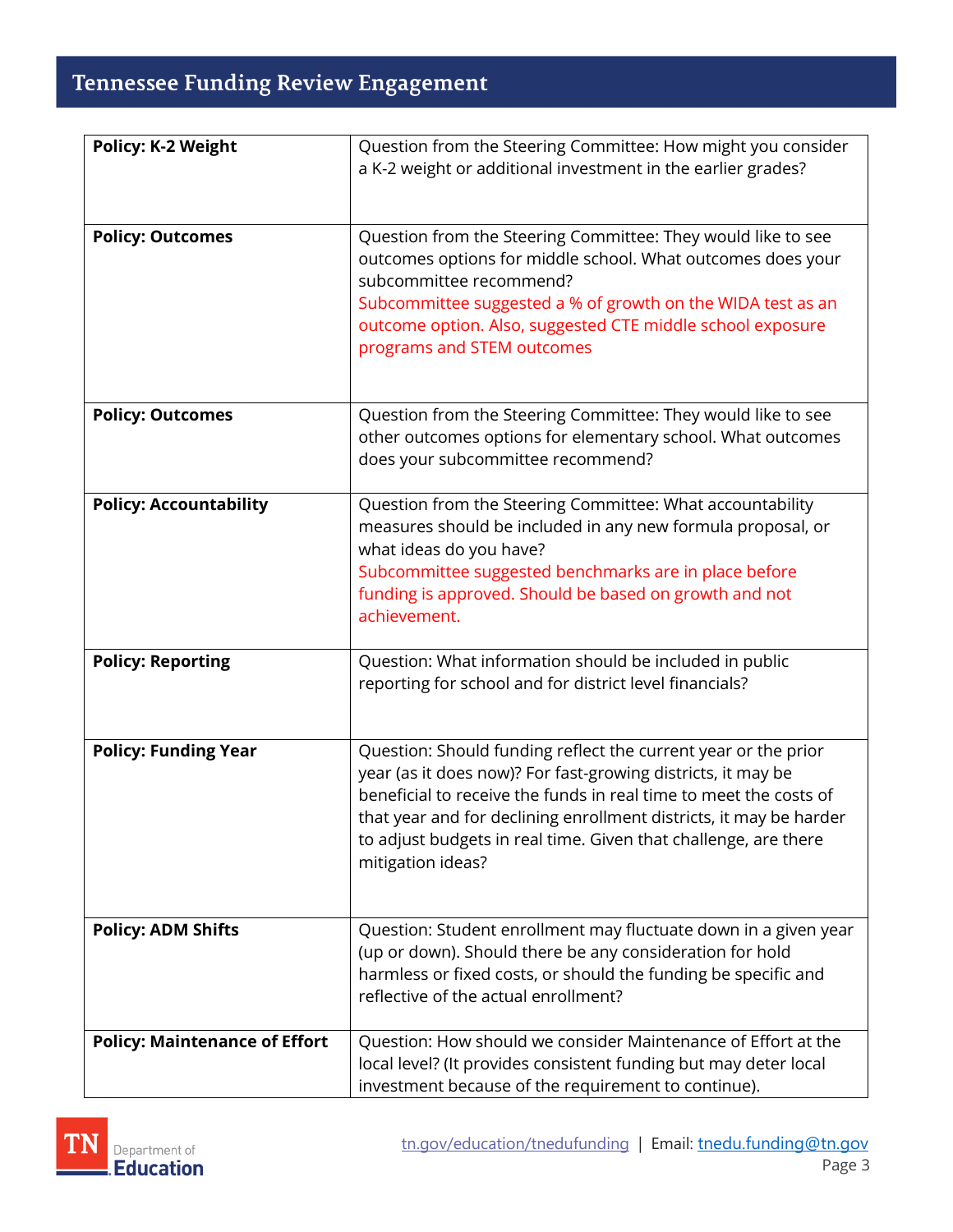| Policy | Question |
| --- | --- |
| **Policy: K-2 Weight** | Question from the Steering Committee: How might you consider a K-2 weight or additional investment in the earlier grades? |
| **Policy: Outcomes** | Question from the Steering Committee: They would like to see outcomes options for middle school. What outcomes does your subcommittee recommend?<br>Subcommittee suggested a % of growth on the WIDA test as an outcome option. Also, suggested CTE middle school exposure programs and STEM outcomes |
| **Policy: Outcomes** | Question from the Steering Committee: They would like to see other outcomes options for elementary school. What outcomes does your subcommittee recommend? |
| **Policy: Accountability** | Question from the Steering Committee: What accountability measures should be included in any new formula proposal, or what ideas do you have?<br>Subcommittee suggested benchmarks are in place before funding is approved. Should be based on growth and not achievement. |
| **Policy: Reporting** | Question: What information should be included in public reporting for school and for district level financials? |
| **Policy: Funding Year** | Question: Should funding reflect the current year or the prior year (as it does now)? For fast-growing districts, it may be beneficial to receive the funds in real time to meet the costs of that year and for declining enrollment districts, it may be harder to adjust budgets in real time. Given that challenge, are there mitigation ideas? |
| **Policy: ADM Shifts** | Question: Student enrollment may fluctuate down in a given year (up or down). Should there be any consideration for hold harmless or fixed costs, or should the funding be specific and reflective of the actual enrollment? |
| **Policy: Maintenance of Effort** | Question: How should we consider Maintenance of Effort at the local level? (It provides consistent funding but may deter local investment because of the requirement to continue). |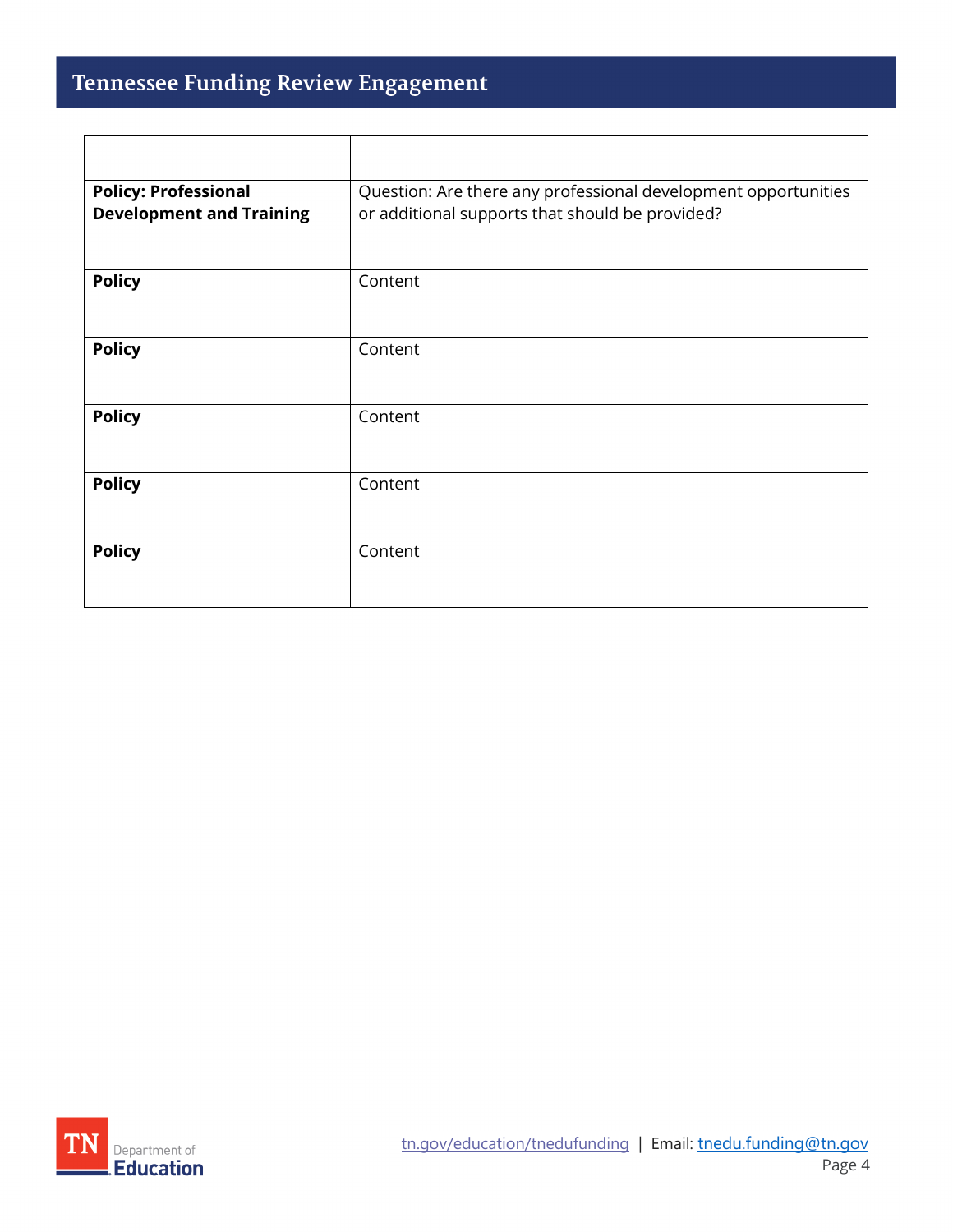| | |
|---|---|
| **Policy: Professional Development and Training** | Question: Are there any professional development opportunities or additional supports that should be provided? |
| **Policy** | Content |
| **Policy** | Content |
| **Policy** | Content |
| **Policy** | Content |
| **Policy** | Content |